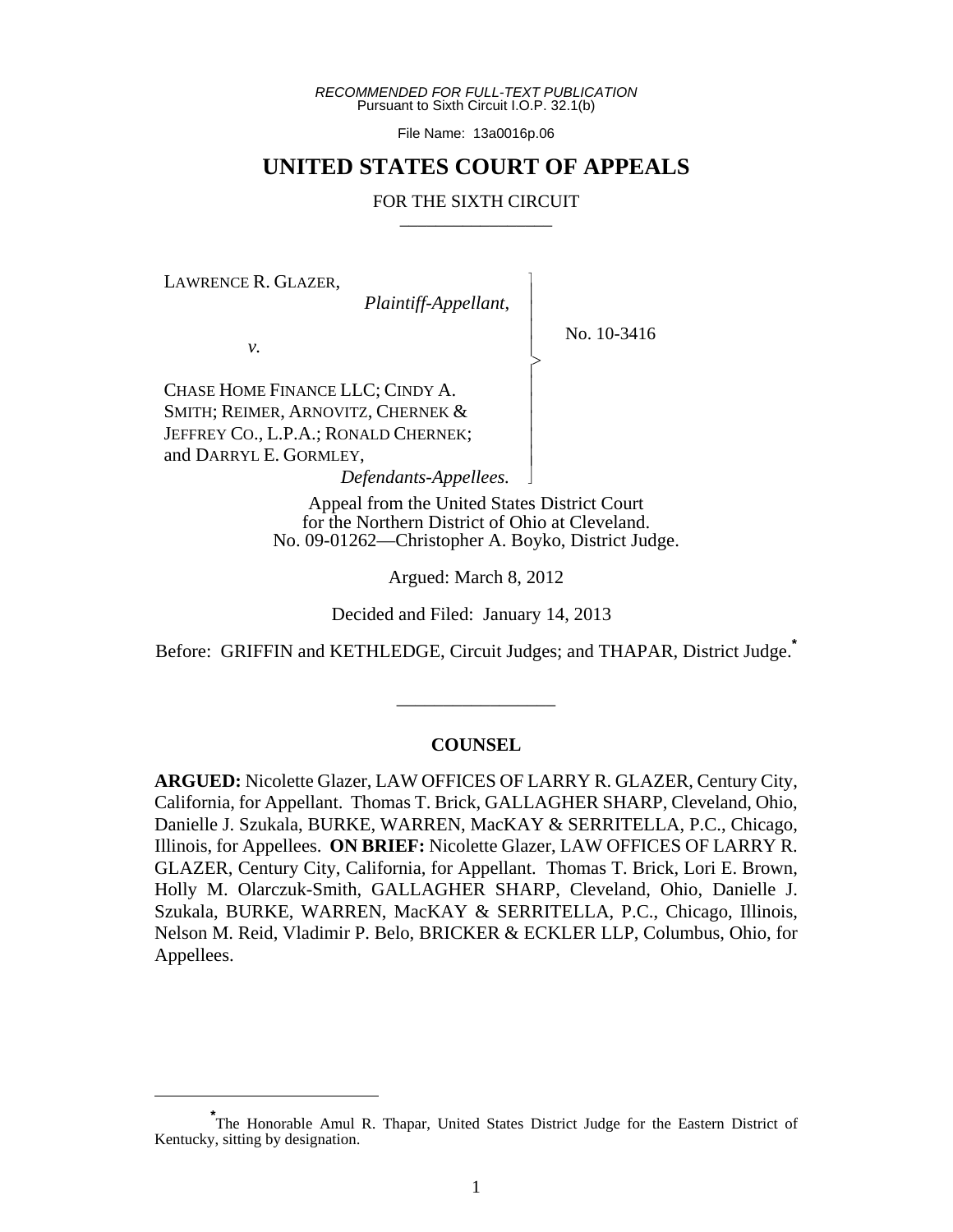*RECOMMENDED FOR FULL-TEXT PUBLICATION*
Pursuant to Sixth Circuit I.O.P. 32.1(b)

File Name: 13a0016p.06

# UNITED STATES COURT OF APPEALS

## FOR THE SIXTH CIRCUIT

LAWRENCE R. GLAZER,
*Plaintiff-Appellant*,

*v.*

CHASE HOME FINANCE LLC; CINDY A. SMITH; REIMER, ARNOVITZ, CHERNEK & JEFFREY CO., L.P.A.; RONALD CHERNEK; and DARRYL E. GORMLEY,
*Defendants-Appellees.*

No. 10-3416

Appeal from the United States District Court for the Northern District of Ohio at Cleveland.
No. 09-01262—Christopher A. Boyko, District Judge.

Argued: March 8, 2012

Decided and Filed: January 14, 2013

Before: GRIFFIN and KETHLEDGE, Circuit Judges; and THAPAR, District Judge.*

## COUNSEL

**ARGUED:** Nicolette Glazer, LAW OFFICES OF LARRY R. GLAZER, Century City, California, for Appellant. Thomas T. Brick, GALLAGHER SHARP, Cleveland, Ohio, Danielle J. Szukala, BURKE, WARREN, MacKAY & SERRITELLA, P.C., Chicago, Illinois, for Appellees. **ON BRIEF:** Nicolette Glazer, LAW OFFICES OF LARRY R. GLAZER, Century City, California, for Appellant. Thomas T. Brick, Lori E. Brown, Holly M. Olarczuk-Smith, GALLAGHER SHARP, Cleveland, Ohio, Danielle J. Szukala, BURKE, WARREN, MacKAY & SERRITELLA, P.C., Chicago, Illinois, Nelson M. Reid, Vladimir P. Belo, BRICKER & ECKLER LLP, Columbus, Ohio, for Appellees.

---

*The Honorable Amul R. Thapar, United States District Judge for the Eastern District of Kentucky, sitting by designation.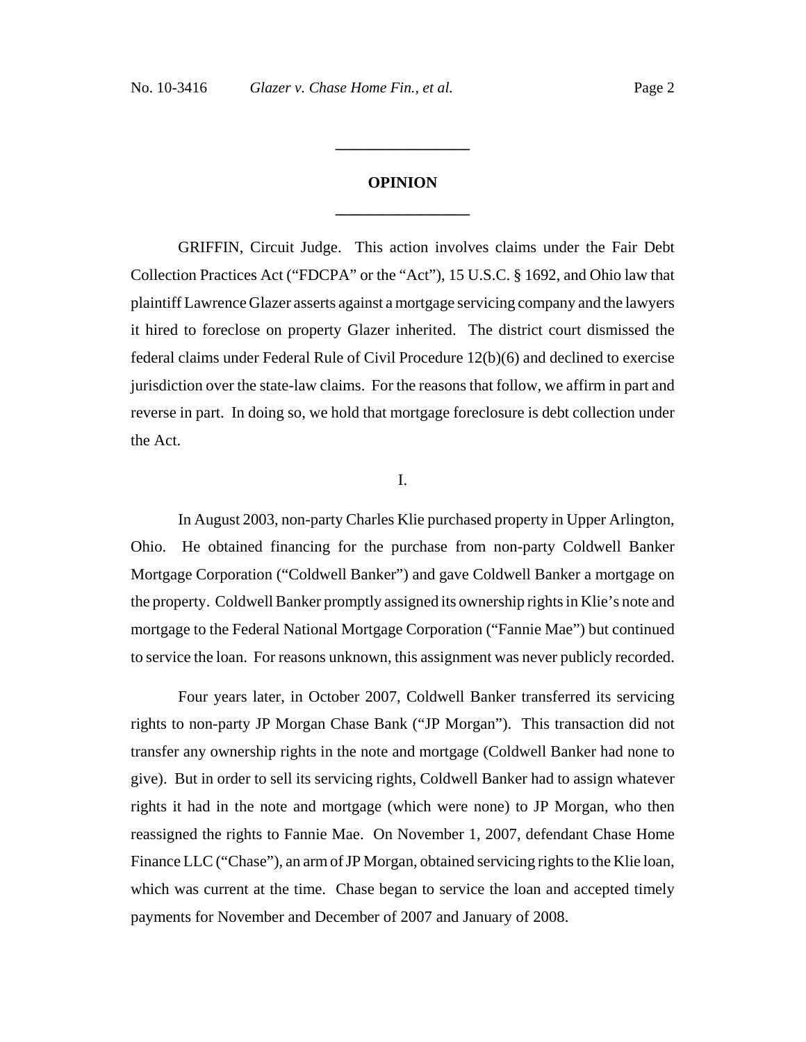## OPINION

GRIFFIN, Circuit Judge. This action involves claims under the Fair Debt Collection Practices Act ("FDCPA" or the "Act"), 15 U.S.C. § 1692, and Ohio law that plaintiff Lawrence Glazer asserts against a mortgage servicing company and the lawyers it hired to foreclose on property Glazer inherited. The district court dismissed the federal claims under Federal Rule of Civil Procedure 12(b)(6) and declined to exercise jurisdiction over the state-law claims. For the reasons that follow, we affirm in part and reverse in part. In doing so, we hold that mortgage foreclosure is debt collection under the Act.

### I.

In August 2003, non-party Charles Klie purchased property in Upper Arlington, Ohio. He obtained financing for the purchase from non-party Coldwell Banker Mortgage Corporation ("Coldwell Banker") and gave Coldwell Banker a mortgage on the property. Coldwell Banker promptly assigned its ownership rights in Klie's note and mortgage to the Federal National Mortgage Corporation ("Fannie Mae") but continued to service the loan. For reasons unknown, this assignment was never publicly recorded.

Four years later, in October 2007, Coldwell Banker transferred its servicing rights to non-party JP Morgan Chase Bank ("JP Morgan"). This transaction did not transfer any ownership rights in the note and mortgage (Coldwell Banker had none to give). But in order to sell its servicing rights, Coldwell Banker had to assign whatever rights it had in the note and mortgage (which were none) to JP Morgan, who then reassigned the rights to Fannie Mae. On November 1, 2007, defendant Chase Home Finance LLC ("Chase"), an arm of JP Morgan, obtained servicing rights to the Klie loan, which was current at the time. Chase began to service the loan and accepted timely payments for November and December of 2007 and January of 2008.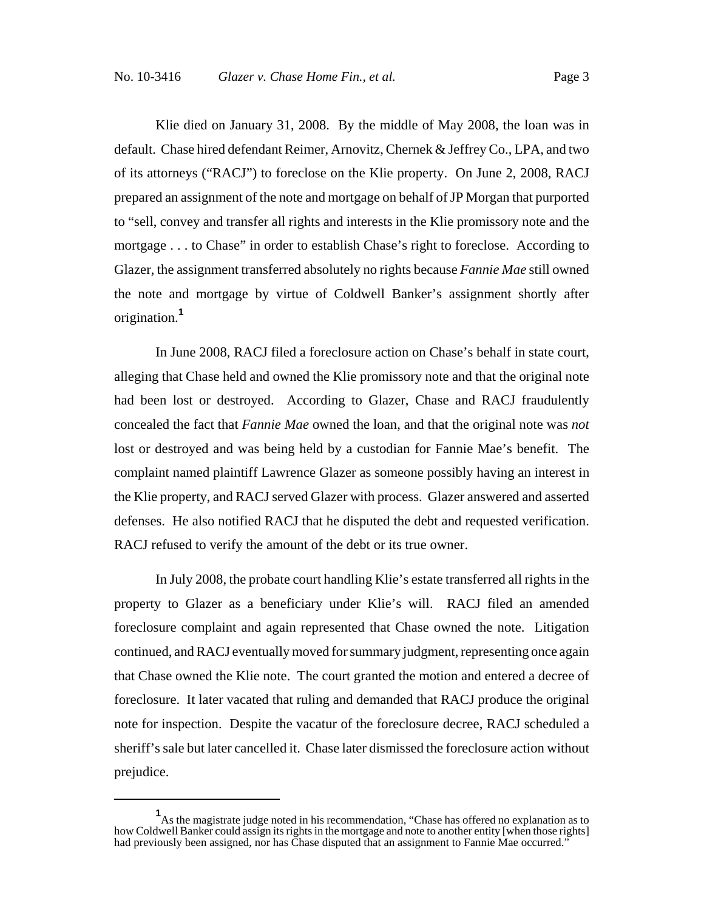Klie died on January 31, 2008. By the middle of May 2008, the loan was in default. Chase hired defendant Reimer, Arnovitz, Chernek & Jeffrey Co., LPA, and two of its attorneys ("RACJ") to foreclose on the Klie property. On June 2, 2008, RACJ prepared an assignment of the note and mortgage on behalf of JP Morgan that purported to "sell, convey and transfer all rights and interests in the Klie promissory note and the mortgage . . . to Chase" in order to establish Chase's right to foreclose. According to Glazer, the assignment transferred absolutely no rights because *Fannie Mae* still owned the note and mortgage by virtue of Coldwell Banker's assignment shortly after origination.[1]

In June 2008, RACJ filed a foreclosure action on Chase's behalf in state court, alleging that Chase held and owned the Klie promissory note and that the original note had been lost or destroyed. According to Glazer, Chase and RACJ fraudulently concealed the fact that *Fannie Mae* owned the loan, and that the original note was *not* lost or destroyed and was being held by a custodian for Fannie Mae's benefit. The complaint named plaintiff Lawrence Glazer as someone possibly having an interest in the Klie property, and RACJ served Glazer with process. Glazer answered and asserted defenses. He also notified RACJ that he disputed the debt and requested verification. RACJ refused to verify the amount of the debt or its true owner.

In July 2008, the probate court handling Klie's estate transferred all rights in the property to Glazer as a beneficiary under Klie's will. RACJ filed an amended foreclosure complaint and again represented that Chase owned the note. Litigation continued, and RACJ eventually moved for summary judgment, representing once again that Chase owned the Klie note. The court granted the motion and entered a decree of foreclosure. It later vacated that ruling and demanded that RACJ produce the original note for inspection. Despite the vacatur of the foreclosure decree, RACJ scheduled a sheriff's sale but later cancelled it. Chase later dismissed the foreclosure action without prejudice.

---

[1] As the magistrate judge noted in his recommendation, "Chase has offered no explanation as to how Coldwell Banker could assign its rights in the mortgage and note to another entity [when those rights] had previously been assigned, nor has Chase disputed that an assignment to Fannie Mae occurred."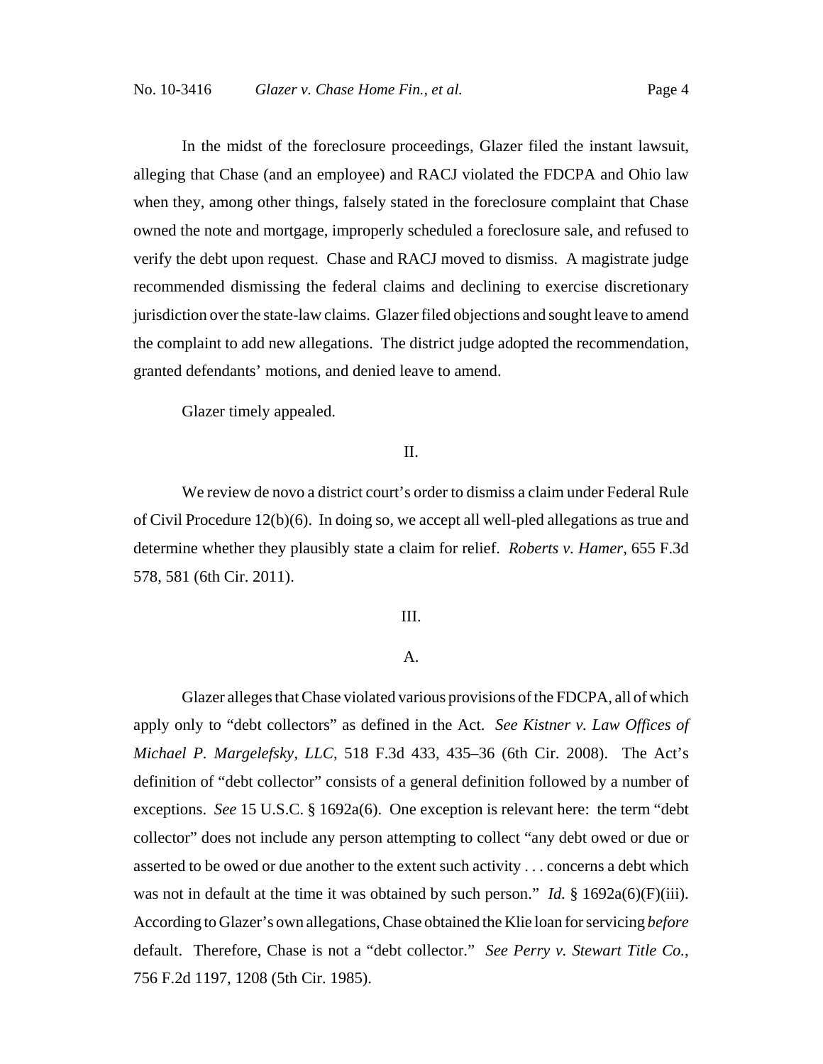In the midst of the foreclosure proceedings, Glazer filed the instant lawsuit, alleging that Chase (and an employee) and RACJ violated the FDCPA and Ohio law when they, among other things, falsely stated in the foreclosure complaint that Chase owned the note and mortgage, improperly scheduled a foreclosure sale, and refused to verify the debt upon request. Chase and RACJ moved to dismiss. A magistrate judge recommended dismissing the federal claims and declining to exercise discretionary jurisdiction over the state-law claims. Glazer filed objections and sought leave to amend the complaint to add new allegations. The district judge adopted the recommendation, granted defendants' motions, and denied leave to amend.

Glazer timely appealed.

## II.

We review de novo a district court's order to dismiss a claim under Federal Rule of Civil Procedure 12(b)(6). In doing so, we accept all well-pled allegations as true and determine whether they plausibly state a claim for relief. *Roberts v. Hamer*, 655 F.3d 578, 581 (6th Cir. 2011).

## III.

### A.

Glazer alleges that Chase violated various provisions of the FDCPA, all of which apply only to "debt collectors" as defined in the Act. *See Kistner v. Law Offices of Michael P. Margelefsky, LLC*, 518 F.3d 433, 435–36 (6th Cir. 2008). The Act's definition of "debt collector" consists of a general definition followed by a number of exceptions. *See* 15 U.S.C. § 1692a(6). One exception is relevant here: the term "debt collector" does not include any person attempting to collect "any debt owed or due or asserted to be owed or due another to the extent such activity . . . concerns a debt which was not in default at the time it was obtained by such person." *Id.* § 1692a(6)(F)(iii). According to Glazer's own allegations, Chase obtained the Klie loan for servicing *before* default. Therefore, Chase is not a "debt collector." *See Perry v. Stewart Title Co.*, 756 F.2d 1197, 1208 (5th Cir. 1985).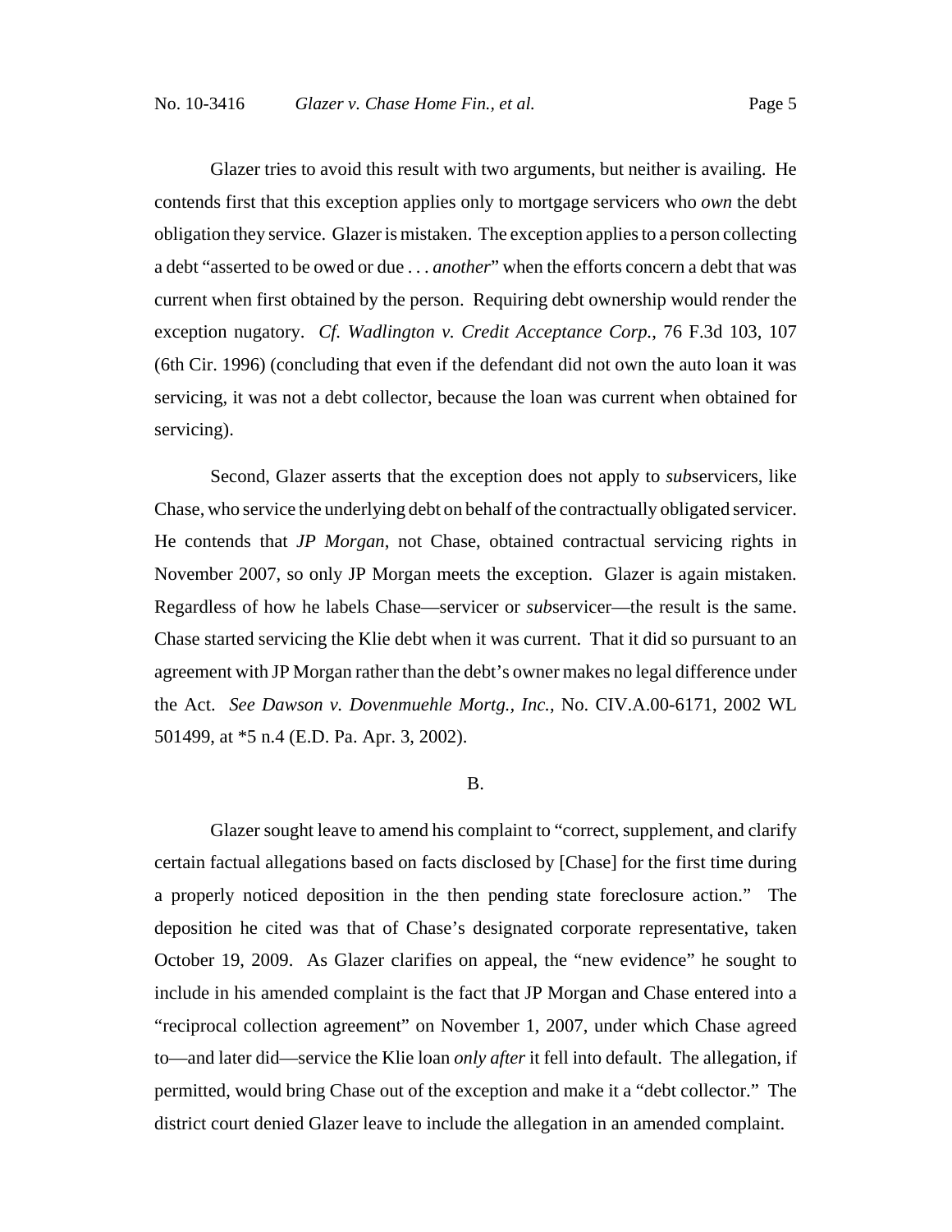Glazer tries to avoid this result with two arguments, but neither is availing. He contends first that this exception applies only to mortgage servicers who *own* the debt obligation they service. Glazer is mistaken. The exception applies to a person collecting a debt "asserted to be owed or due . . . *another*" when the efforts concern a debt that was current when first obtained by the person. Requiring debt ownership would render the exception nugatory. *Cf. Wadlington v. Credit Acceptance Corp.*, 76 F.3d 103, 107 (6th Cir. 1996) (concluding that even if the defendant did not own the auto loan it was servicing, it was not a debt collector, because the loan was current when obtained for servicing).

Second, Glazer asserts that the exception does not apply to *sub*servicers, like Chase, who service the underlying debt on behalf of the contractually obligated servicer. He contends that *JP Morgan*, not Chase, obtained contractual servicing rights in November 2007, so only JP Morgan meets the exception. Glazer is again mistaken. Regardless of how he labels Chase—servicer or *sub*servicer—the result is the same. Chase started servicing the Klie debt when it was current. That it did so pursuant to an agreement with JP Morgan rather than the debt's owner makes no legal difference under the Act. *See Dawson v. Dovenmuehle Mortg., Inc.*, No. CIV.A.00-6171, 2002 WL 501499, at *5 n.4 (E.D. Pa. Apr. 3, 2002).

### B.

Glazer sought leave to amend his complaint to "correct, supplement, and clarify certain factual allegations based on facts disclosed by [Chase] for the first time during a properly noticed deposition in the then pending state foreclosure action." The deposition he cited was that of Chase's designated corporate representative, taken October 19, 2009. As Glazer clarifies on appeal, the "new evidence" he sought to include in his amended complaint is the fact that JP Morgan and Chase entered into a "reciprocal collection agreement" on November 1, 2007, under which Chase agreed to—and later did—service the Klie loan *only after* it fell into default. The allegation, if permitted, would bring Chase out of the exception and make it a "debt collector." The district court denied Glazer leave to include the allegation in an amended complaint.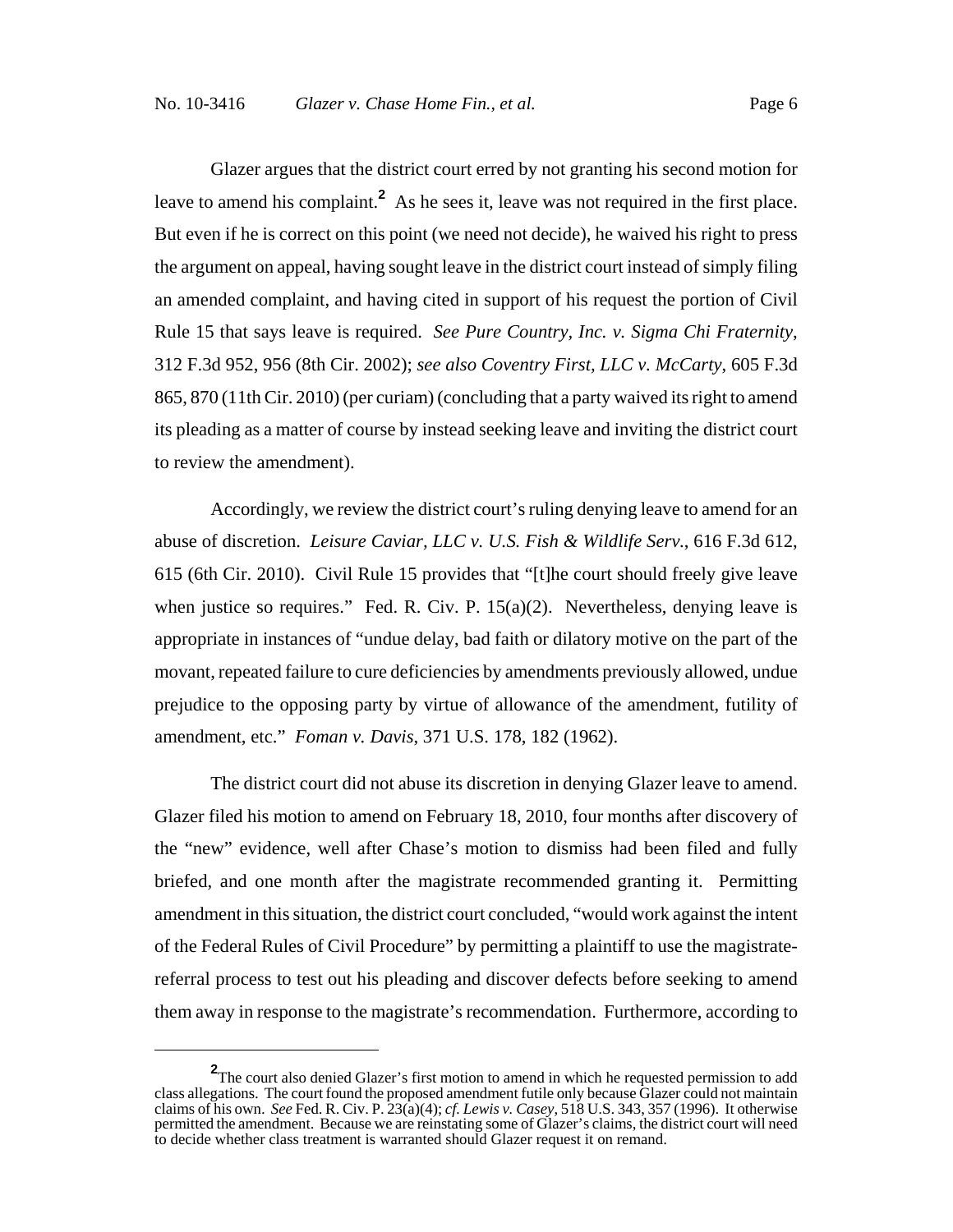Glazer argues that the district court erred by not granting his second motion for leave to amend his complaint.[2] As he sees it, leave was not required in the first place. But even if he is correct on this point (we need not decide), he waived his right to press the argument on appeal, having sought leave in the district court instead of simply filing an amended complaint, and having cited in support of his request the portion of Civil Rule 15 that says leave is required. *See Pure Country, Inc. v. Sigma Chi Fraternity*, 312 F.3d 952, 956 (8th Cir. 2002); *see also Coventry First, LLC v. McCarty*, 605 F.3d 865, 870 (11th Cir. 2010) (per curiam) (concluding that a party waived its right to amend its pleading as a matter of course by instead seeking leave and inviting the district court to review the amendment).

Accordingly, we review the district court's ruling denying leave to amend for an abuse of discretion. *Leisure Caviar, LLC v. U.S. Fish & Wildlife Serv.*, 616 F.3d 612, 615 (6th Cir. 2010). Civil Rule 15 provides that "[t]he court should freely give leave when justice so requires." Fed. R. Civ. P. 15(a)(2). Nevertheless, denying leave is appropriate in instances of "undue delay, bad faith or dilatory motive on the part of the movant, repeated failure to cure deficiencies by amendments previously allowed, undue prejudice to the opposing party by virtue of allowance of the amendment, futility of amendment, etc." *Foman v. Davis*, 371 U.S. 178, 182 (1962).

The district court did not abuse its discretion in denying Glazer leave to amend. Glazer filed his motion to amend on February 18, 2010, four months after discovery of the "new" evidence, well after Chase's motion to dismiss had been filed and fully briefed, and one month after the magistrate recommended granting it. Permitting amendment in this situation, the district court concluded, "would work against the intent of the Federal Rules of Civil Procedure" by permitting a plaintiff to use the magistrate-referral process to test out his pleading and discover defects before seeking to amend them away in response to the magistrate's recommendation. Furthermore, according to

[2] The court also denied Glazer's first motion to amend in which he requested permission to add class allegations. The court found the proposed amendment futile only because Glazer could not maintain claims of his own. *See* Fed. R. Civ. P. 23(a)(4); *cf. Lewis v. Casey*, 518 U.S. 343, 357 (1996). It otherwise permitted the amendment. Because we are reinstating some of Glazer's claims, the district court will need to decide whether class treatment is warranted should Glazer request it on remand.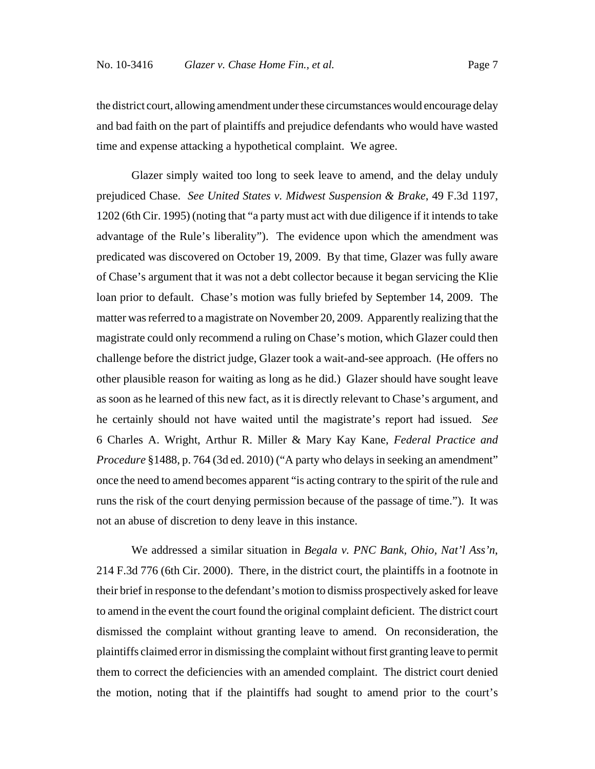the district court, allowing amendment under these circumstances would encourage delay and bad faith on the part of plaintiffs and prejudice defendants who would have wasted time and expense attacking a hypothetical complaint. We agree.

Glazer simply waited too long to seek leave to amend, and the delay unduly prejudiced Chase. *See United States v. Midwest Suspension & Brake*, 49 F.3d 1197, 1202 (6th Cir. 1995) (noting that "a party must act with due diligence if it intends to take advantage of the Rule's liberality"). The evidence upon which the amendment was predicated was discovered on October 19, 2009. By that time, Glazer was fully aware of Chase's argument that it was not a debt collector because it began servicing the Klie loan prior to default. Chase's motion was fully briefed by September 14, 2009. The matter was referred to a magistrate on November 20, 2009. Apparently realizing that the magistrate could only recommend a ruling on Chase's motion, which Glazer could then challenge before the district judge, Glazer took a wait-and-see approach. (He offers no other plausible reason for waiting as long as he did.) Glazer should have sought leave as soon as he learned of this new fact, as it is directly relevant to Chase's argument, and he certainly should not have waited until the magistrate's report had issued. *See* 6 Charles A. Wright, Arthur R. Miller & Mary Kay Kane, *Federal Practice and Procedure* §1488, p. 764 (3d ed. 2010) ("A party who delays in seeking an amendment" once the need to amend becomes apparent "is acting contrary to the spirit of the rule and runs the risk of the court denying permission because of the passage of time."). It was not an abuse of discretion to deny leave in this instance.

We addressed a similar situation in *Begala v. PNC Bank, Ohio, Nat'l Ass'n*, 214 F.3d 776 (6th Cir. 2000). There, in the district court, the plaintiffs in a footnote in their brief in response to the defendant's motion to dismiss prospectively asked for leave to amend in the event the court found the original complaint deficient. The district court dismissed the complaint without granting leave to amend. On reconsideration, the plaintiffs claimed error in dismissing the complaint without first granting leave to permit them to correct the deficiencies with an amended complaint. The district court denied the motion, noting that if the plaintiffs had sought to amend prior to the court's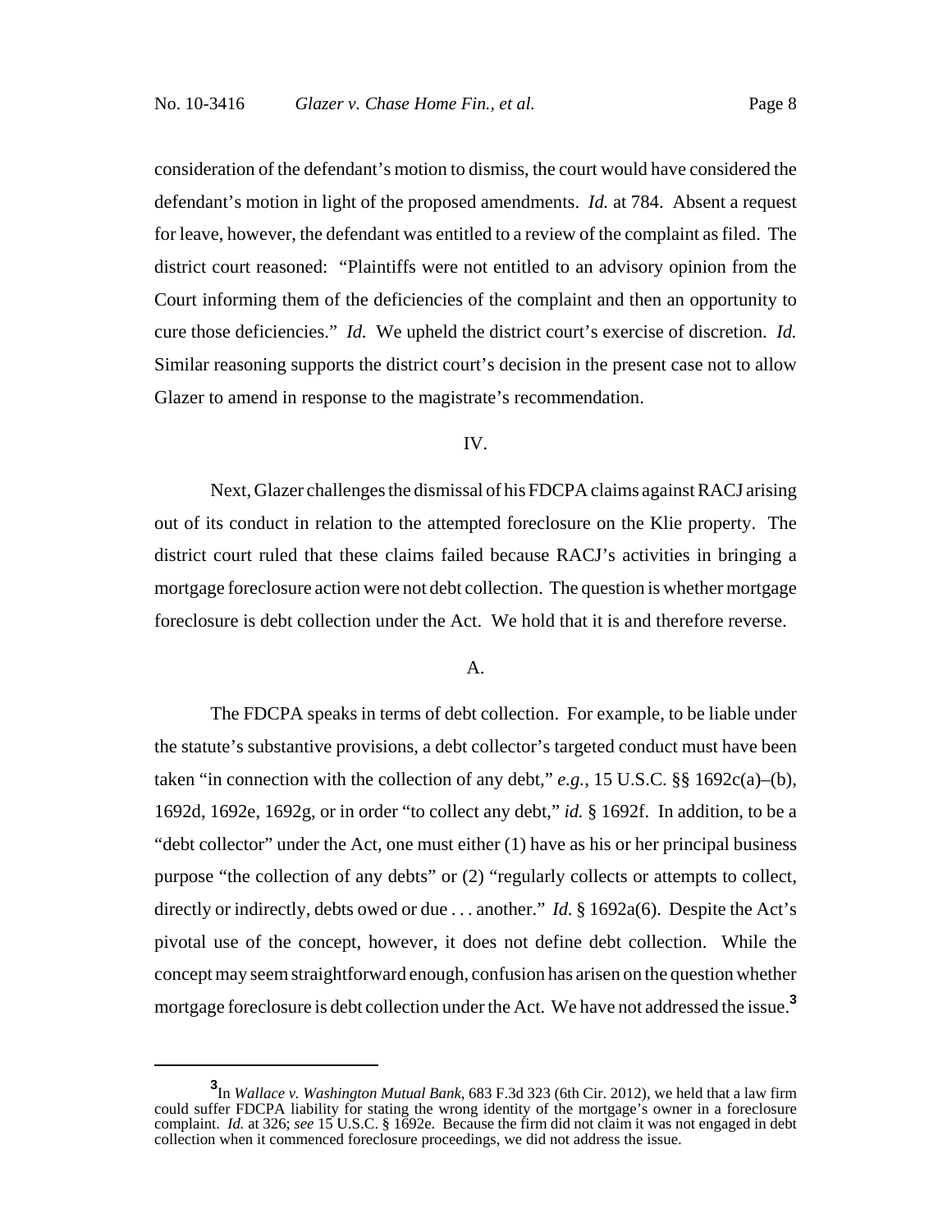consideration of the defendant's motion to dismiss, the court would have considered the defendant's motion in light of the proposed amendments. *Id.* at 784. Absent a request for leave, however, the defendant was entitled to a review of the complaint as filed. The district court reasoned: "Plaintiffs were not entitled to an advisory opinion from the Court informing them of the deficiencies of the complaint and then an opportunity to cure those deficiencies." *Id.* We upheld the district court's exercise of discretion. *Id.* Similar reasoning supports the district court's decision in the present case not to allow Glazer to amend in response to the magistrate's recommendation.

## IV.

Next, Glazer challenges the dismissal of his FDCPA claims against RACJ arising out of its conduct in relation to the attempted foreclosure on the Klie property. The district court ruled that these claims failed because RACJ's activities in bringing a mortgage foreclosure action were not debt collection. The question is whether mortgage foreclosure is debt collection under the Act. We hold that it is and therefore reverse.

### A.

The FDCPA speaks in terms of debt collection. For example, to be liable under the statute's substantive provisions, a debt collector's targeted conduct must have been taken "in connection with the collection of any debt," *e.g.*, 15 U.S.C. §§ 1692c(a)–(b), 1692d, 1692e, 1692g, or in order "to collect any debt," *id.* § 1692f. In addition, to be a "debt collector" under the Act, one must either (1) have as his or her principal business purpose "the collection of any debts" or (2) "regularly collects or attempts to collect, directly or indirectly, debts owed or due . . . another." *Id.* § 1692a(6). Despite the Act's pivotal use of the concept, however, it does not define debt collection. While the concept may seem straightforward enough, confusion has arisen on the question whether mortgage foreclosure is debt collection under the Act. We have not addressed the issue.[3]

[3] In *Wallace v. Washington Mutual Bank*, 683 F.3d 323 (6th Cir. 2012), we held that a law firm could suffer FDCPA liability for stating the wrong identity of the mortgage's owner in a foreclosure complaint. *Id.* at 326; *see* 15 U.S.C. § 1692e. Because the firm did not claim it was not engaged in debt collection when it commenced foreclosure proceedings, we did not address the issue.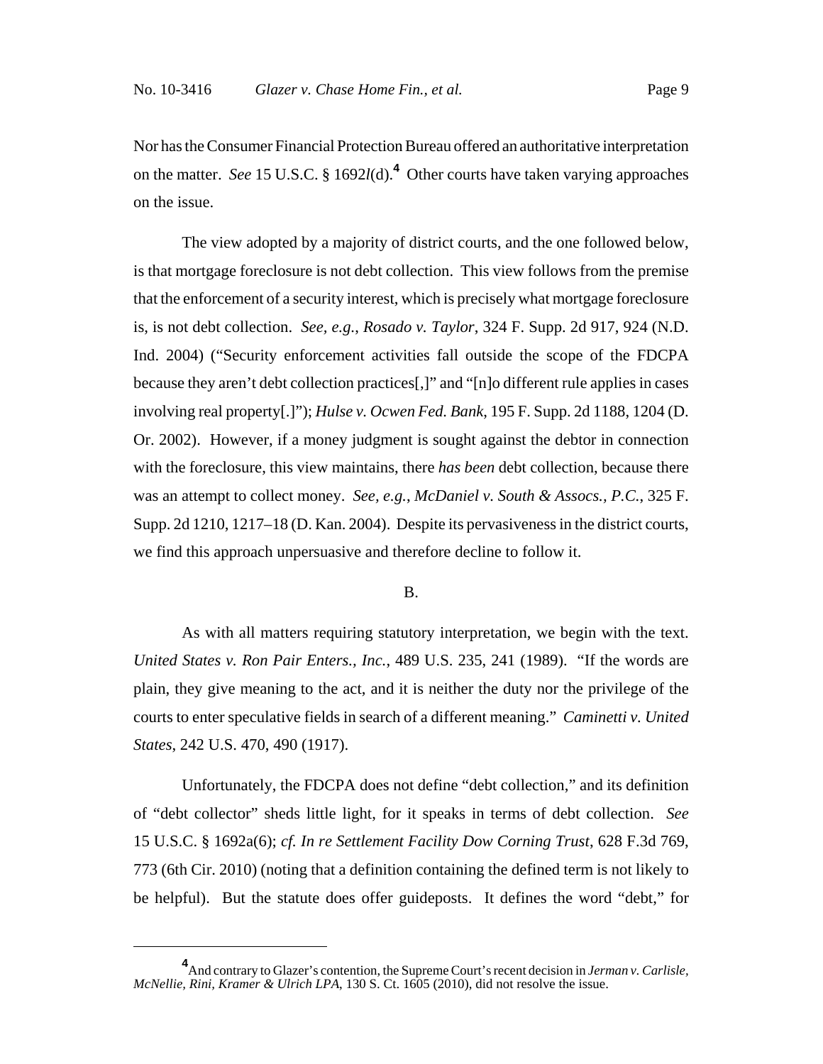Nor has the Consumer Financial Protection Bureau offered an authoritative interpretation on the matter. *See* 15 U.S.C. § 1692*l*(d).[4] Other courts have taken varying approaches on the issue.

The view adopted by a majority of district courts, and the one followed below, is that mortgage foreclosure is not debt collection. This view follows from the premise that the enforcement of a security interest, which is precisely what mortgage foreclosure is, is not debt collection. *See, e.g.*, *Rosado v. Taylor*, 324 F. Supp. 2d 917, 924 (N.D. Ind. 2004) ("Security enforcement activities fall outside the scope of the FDCPA because they aren't debt collection practices[,]" and "[n]o different rule applies in cases involving real property[.]"); *Hulse v. Ocwen Fed. Bank*, 195 F. Supp. 2d 1188, 1204 (D. Or. 2002). However, if a money judgment is sought against the debtor in connection with the foreclosure, this view maintains, there *has been* debt collection, because there was an attempt to collect money. *See, e.g.*, *McDaniel v. South & Assocs., P.C.*, 325 F. Supp. 2d 1210, 1217–18 (D. Kan. 2004). Despite its pervasiveness in the district courts, we find this approach unpersuasive and therefore decline to follow it.

B.

As with all matters requiring statutory interpretation, we begin with the text. *United States v. Ron Pair Enters., Inc.*, 489 U.S. 235, 241 (1989). "If the words are plain, they give meaning to the act, and it is neither the duty nor the privilege of the courts to enter speculative fields in search of a different meaning." *Caminetti v. United States*, 242 U.S. 470, 490 (1917).

Unfortunately, the FDCPA does not define "debt collection," and its definition of "debt collector" sheds little light, for it speaks in terms of debt collection. *See* 15 U.S.C. § 1692a(6); *cf. In re Settlement Facility Dow Corning Trust*, 628 F.3d 769, 773 (6th Cir. 2010) (noting that a definition containing the defined term is not likely to be helpful). But the statute does offer guideposts. It defines the word "debt," for

---

[4] And contrary to Glazer's contention, the Supreme Court's recent decision in *Jerman v. Carlisle, McNellie, Rini, Kramer & Ulrich LPA*, 130 S. Ct. 1605 (2010), did not resolve the issue.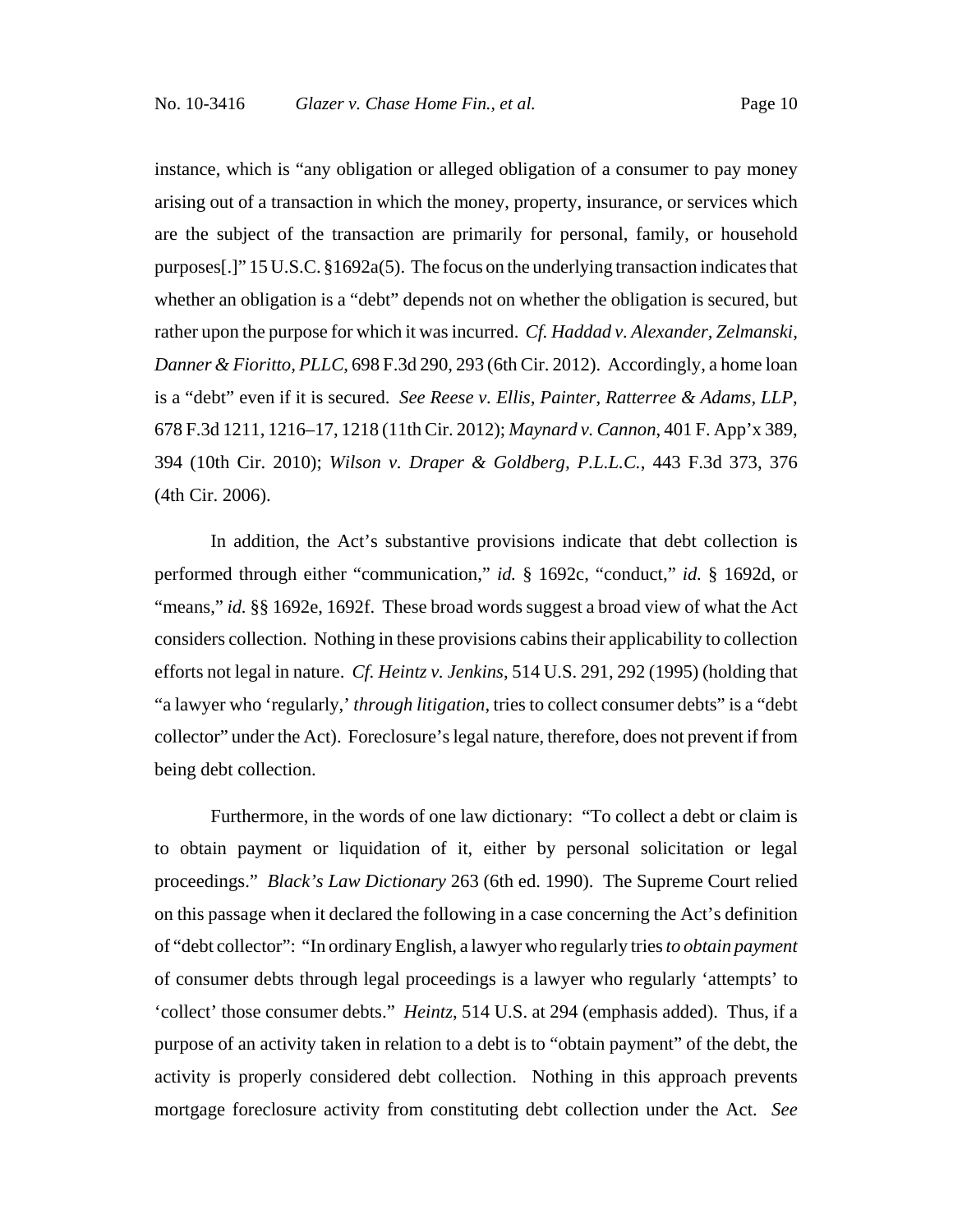instance, which is "any obligation or alleged obligation of a consumer to pay money arising out of a transaction in which the money, property, insurance, or services which are the subject of the transaction are primarily for personal, family, or household purposes[.]" 15 U.S.C. §1692a(5). The focus on the underlying transaction indicates that whether an obligation is a "debt" depends not on whether the obligation is secured, but rather upon the purpose for which it was incurred. *Cf. Haddad v. Alexander, Zelmanski, Danner & Fioritto, PLLC*, 698 F.3d 290, 293 (6th Cir. 2012). Accordingly, a home loan is a "debt" even if it is secured. *See Reese v. Ellis, Painter, Ratterree & Adams, LLP*, 678 F.3d 1211, 1216–17, 1218 (11th Cir. 2012); *Maynard v. Cannon*, 401 F. App'x 389, 394 (10th Cir. 2010); *Wilson v. Draper & Goldberg, P.L.L.C.*, 443 F.3d 373, 376 (4th Cir. 2006).

In addition, the Act's substantive provisions indicate that debt collection is performed through either "communication," *id.* § 1692c, "conduct," *id.* § 1692d, or "means," *id.* §§ 1692e, 1692f. These broad words suggest a broad view of what the Act considers collection. Nothing in these provisions cabins their applicability to collection efforts not legal in nature. *Cf. Heintz v. Jenkins*, 514 U.S. 291, 292 (1995) (holding that "a lawyer who 'regularly,' *through litigation*, tries to collect consumer debts" is a "debt collector" under the Act). Foreclosure's legal nature, therefore, does not prevent if from being debt collection.

Furthermore, in the words of one law dictionary: "To collect a debt or claim is to obtain payment or liquidation of it, either by personal solicitation or legal proceedings." *Black's Law Dictionary* 263 (6th ed. 1990). The Supreme Court relied on this passage when it declared the following in a case concerning the Act's definition of "debt collector": "In ordinary English, a lawyer who regularly tries *to obtain payment* of consumer debts through legal proceedings is a lawyer who regularly 'attempts' to 'collect' those consumer debts." *Heintz*, 514 U.S. at 294 (emphasis added). Thus, if a purpose of an activity taken in relation to a debt is to "obtain payment" of the debt, the activity is properly considered debt collection. Nothing in this approach prevents mortgage foreclosure activity from constituting debt collection under the Act. *See*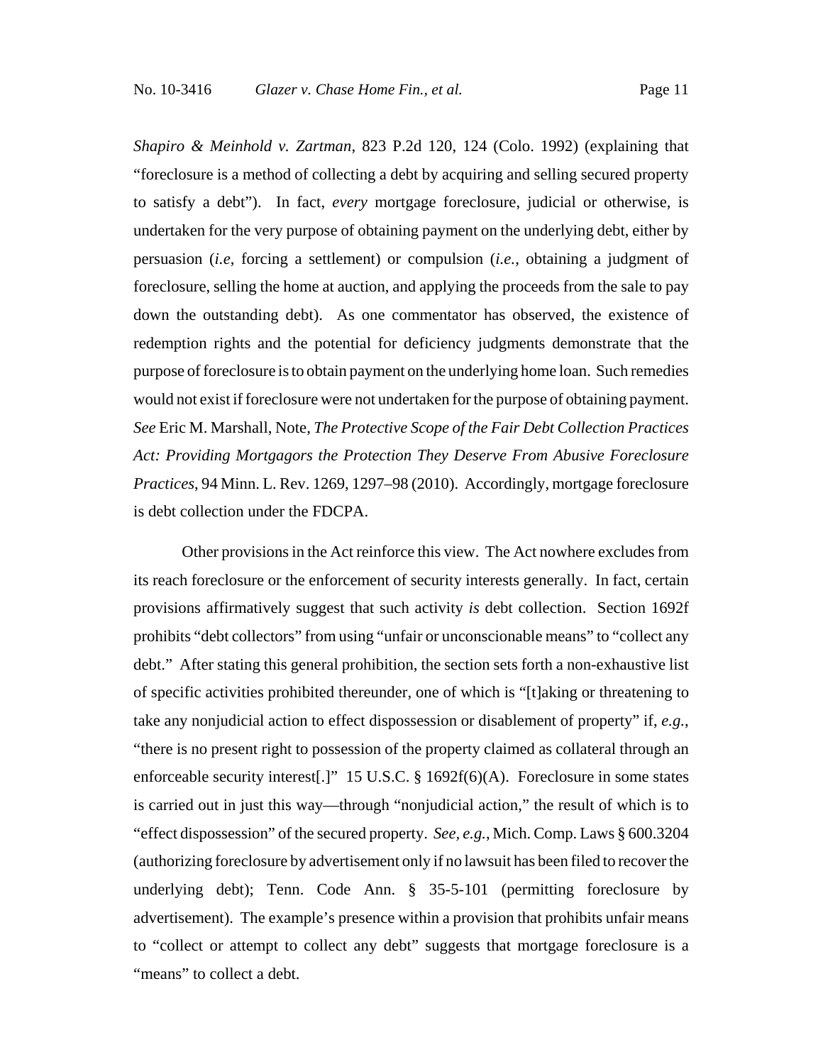*Shapiro & Meinhold v. Zartman*, 823 P.2d 120, 124 (Colo. 1992) (explaining that "foreclosure is a method of collecting a debt by acquiring and selling secured property to satisfy a debt"). In fact, *every* mortgage foreclosure, judicial or otherwise, is undertaken for the very purpose of obtaining payment on the underlying debt, either by persuasion (*i.e*, forcing a settlement) or compulsion (*i.e.*, obtaining a judgment of foreclosure, selling the home at auction, and applying the proceeds from the sale to pay down the outstanding debt). As one commentator has observed, the existence of redemption rights and the potential for deficiency judgments demonstrate that the purpose of foreclosure is to obtain payment on the underlying home loan. Such remedies would not exist if foreclosure were not undertaken for the purpose of obtaining payment. *See* Eric M. Marshall, Note, *The Protective Scope of the Fair Debt Collection Practices Act: Providing Mortgagors the Protection They Deserve From Abusive Foreclosure Practices*, 94 Minn. L. Rev. 1269, 1297–98 (2010). Accordingly, mortgage foreclosure is debt collection under the FDCPA.

Other provisions in the Act reinforce this view. The Act nowhere excludes from its reach foreclosure or the enforcement of security interests generally. In fact, certain provisions affirmatively suggest that such activity *is* debt collection. Section 1692f prohibits "debt collectors" from using "unfair or unconscionable means" to "collect any debt." After stating this general prohibition, the section sets forth a non-exhaustive list of specific activities prohibited thereunder, one of which is "[t]aking or threatening to take any nonjudicial action to effect dispossession or disablement of property" if, *e.g.*, "there is no present right to possession of the property claimed as collateral through an enforceable security interest[.]" 15 U.S.C. § 1692f(6)(A). Foreclosure in some states is carried out in just this way—through "nonjudicial action," the result of which is to "effect dispossession" of the secured property. *See, e.g.*, Mich. Comp. Laws § 600.3204 (authorizing foreclosure by advertisement only if no lawsuit has been filed to recover the underlying debt); Tenn. Code Ann. § 35-5-101 (permitting foreclosure by advertisement). The example's presence within a provision that prohibits unfair means to "collect or attempt to collect any debt" suggests that mortgage foreclosure is a "means" to collect a debt.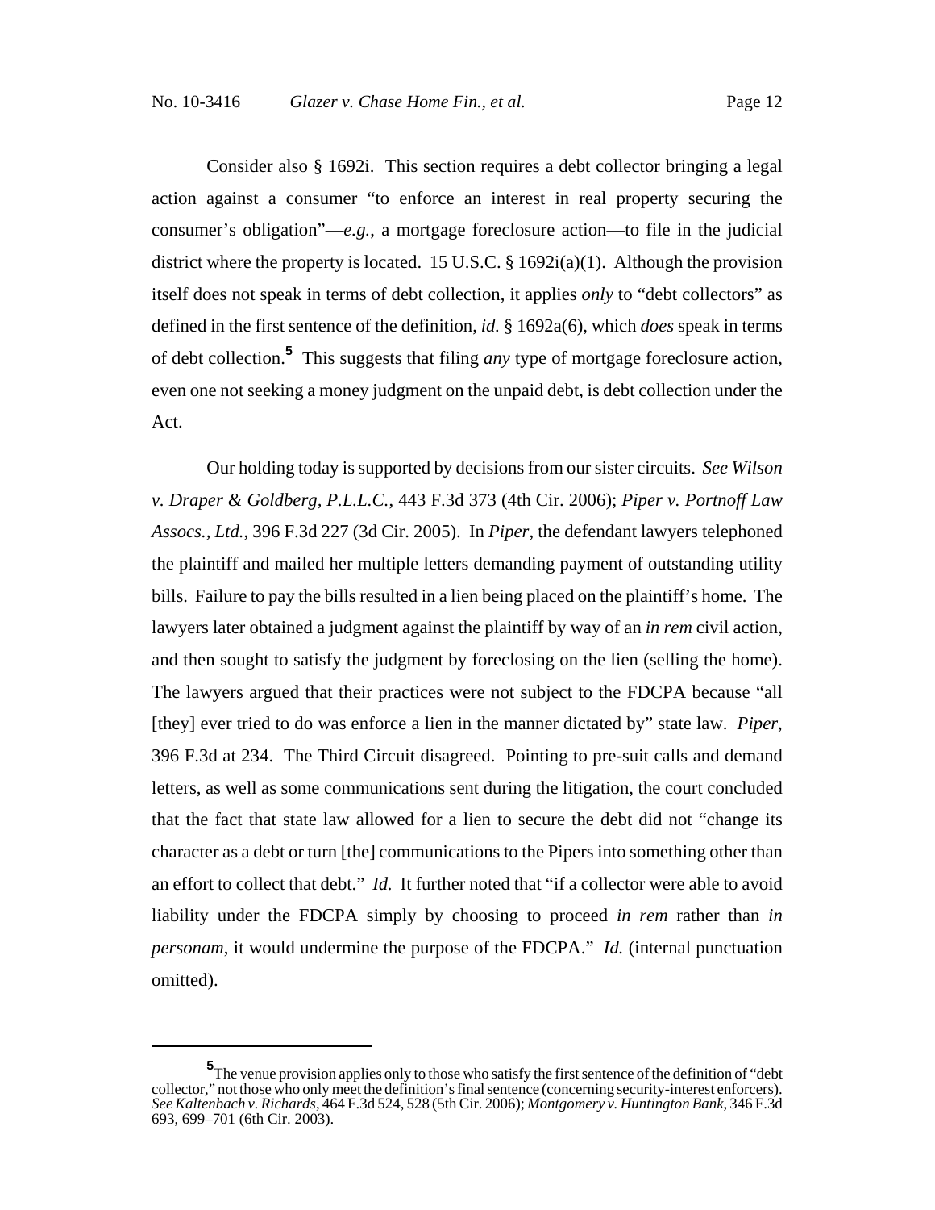Consider also § 1692i. This section requires a debt collector bringing a legal action against a consumer "to enforce an interest in real property securing the consumer's obligation"—*e.g.*, a mortgage foreclosure action—to file in the judicial district where the property is located. 15 U.S.C. § 1692i(a)(1). Although the provision itself does not speak in terms of debt collection, it applies *only* to "debt collectors" as defined in the first sentence of the definition, *id.* § 1692a(6), which *does* speak in terms of debt collection.[5] This suggests that filing *any* type of mortgage foreclosure action, even one not seeking a money judgment on the unpaid debt, is debt collection under the Act.

Our holding today is supported by decisions from our sister circuits. *See Wilson v. Draper & Goldberg, P.L.L.C.*, 443 F.3d 373 (4th Cir. 2006); *Piper v. Portnoff Law Assocs., Ltd.*, 396 F.3d 227 (3d Cir. 2005). In *Piper*, the defendant lawyers telephoned the plaintiff and mailed her multiple letters demanding payment of outstanding utility bills. Failure to pay the bills resulted in a lien being placed on the plaintiff's home. The lawyers later obtained a judgment against the plaintiff by way of an *in rem* civil action, and then sought to satisfy the judgment by foreclosing on the lien (selling the home). The lawyers argued that their practices were not subject to the FDCPA because "all [they] ever tried to do was enforce a lien in the manner dictated by" state law. *Piper*, 396 F.3d at 234. The Third Circuit disagreed. Pointing to pre-suit calls and demand letters, as well as some communications sent during the litigation, the court concluded that the fact that state law allowed for a lien to secure the debt did not "change its character as a debt or turn [the] communications to the Pipers into something other than an effort to collect that debt." *Id.* It further noted that "if a collector were able to avoid liability under the FDCPA simply by choosing to proceed *in rem* rather than *in personam*, it would undermine the purpose of the FDCPA." *Id.* (internal punctuation omitted).

---

[5] The venue provision applies only to those who satisfy the first sentence of the definition of "debt collector," not those who only meet the definition's final sentence (concerning security-interest enforcers). *See Kaltenbach v. Richards*, 464 F.3d 524, 528 (5th Cir. 2006); *Montgomery v. Huntington Bank*, 346 F.3d 693, 699–701 (6th Cir. 2003).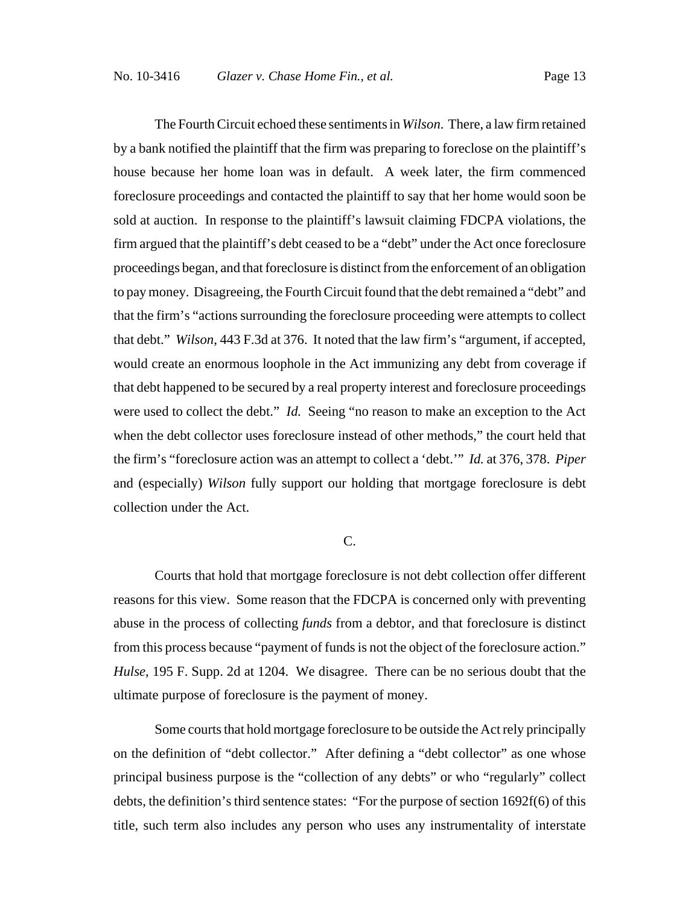The Fourth Circuit echoed these sentiments in *Wilson*. There, a law firm retained by a bank notified the plaintiff that the firm was preparing to foreclose on the plaintiff's house because her home loan was in default. A week later, the firm commenced foreclosure proceedings and contacted the plaintiff to say that her home would soon be sold at auction. In response to the plaintiff's lawsuit claiming FDCPA violations, the firm argued that the plaintiff's debt ceased to be a "debt" under the Act once foreclosure proceedings began, and that foreclosure is distinct from the enforcement of an obligation to pay money. Disagreeing, the Fourth Circuit found that the debt remained a "debt" and that the firm's "actions surrounding the foreclosure proceeding were attempts to collect that debt." *Wilson*, 443 F.3d at 376. It noted that the law firm's "argument, if accepted, would create an enormous loophole in the Act immunizing any debt from coverage if that debt happened to be secured by a real property interest and foreclosure proceedings were used to collect the debt." *Id.* Seeing "no reason to make an exception to the Act when the debt collector uses foreclosure instead of other methods," the court held that the firm's "foreclosure action was an attempt to collect a 'debt.'" *Id.* at 376, 378. *Piper* and (especially) *Wilson* fully support our holding that mortgage foreclosure is debt collection under the Act.

C.

Courts that hold that mortgage foreclosure is not debt collection offer different reasons for this view. Some reason that the FDCPA is concerned only with preventing abuse in the process of collecting *funds* from a debtor, and that foreclosure is distinct from this process because "payment of funds is not the object of the foreclosure action." *Hulse*, 195 F. Supp. 2d at 1204. We disagree. There can be no serious doubt that the ultimate purpose of foreclosure is the payment of money.

Some courts that hold mortgage foreclosure to be outside the Act rely principally on the definition of "debt collector." After defining a "debt collector" as one whose principal business purpose is the "collection of any debts" or who "regularly" collect debts, the definition's third sentence states: "For the purpose of section 1692f(6) of this title, such term also includes any person who uses any instrumentality of interstate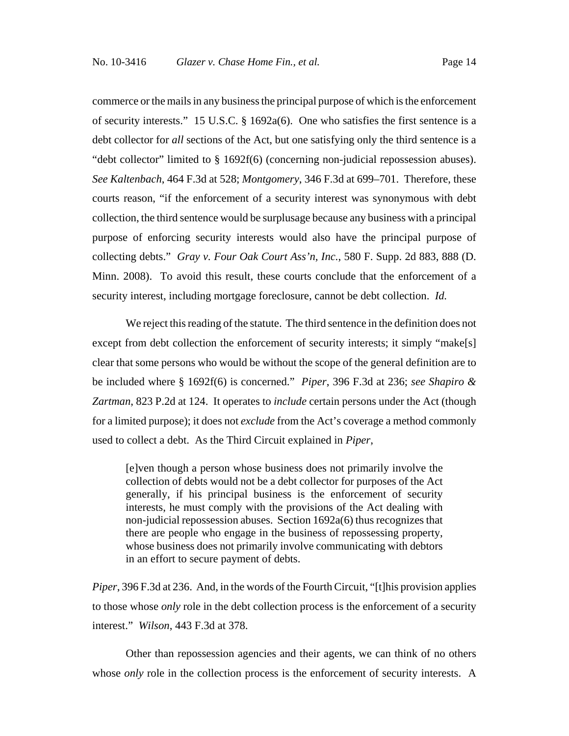commerce or the mails in any business the principal purpose of which is the enforcement of security interests." 15 U.S.C. § 1692a(6). One who satisfies the first sentence is a debt collector for *all* sections of the Act, but one satisfying only the third sentence is a "debt collector" limited to § 1692f(6) (concerning non-judicial repossession abuses). *See Kaltenbach*, 464 F.3d at 528; *Montgomery*, 346 F.3d at 699–701. Therefore, these courts reason, "if the enforcement of a security interest was synonymous with debt collection, the third sentence would be surplusage because any business with a principal purpose of enforcing security interests would also have the principal purpose of collecting debts." *Gray v. Four Oak Court Ass'n, Inc.*, 580 F. Supp. 2d 883, 888 (D. Minn. 2008). To avoid this result, these courts conclude that the enforcement of a security interest, including mortgage foreclosure, cannot be debt collection. *Id.*

We reject this reading of the statute. The third sentence in the definition does not except from debt collection the enforcement of security interests; it simply "make[s] clear that some persons who would be without the scope of the general definition are to be included where § 1692f(6) is concerned." *Piper*, 396 F.3d at 236; *see Shapiro & Zartman*, 823 P.2d at 124. It operates to *include* certain persons under the Act (though for a limited purpose); it does not *exclude* from the Act's coverage a method commonly used to collect a debt. As the Third Circuit explained in *Piper*,

> [e]ven though a person whose business does not primarily involve the collection of debts would not be a debt collector for purposes of the Act generally, if his principal business is the enforcement of security interests, he must comply with the provisions of the Act dealing with non-judicial repossession abuses. Section 1692a(6) thus recognizes that there are people who engage in the business of repossessing property, whose business does not primarily involve communicating with debtors in an effort to secure payment of debts.

*Piper*, 396 F.3d at 236. And, in the words of the Fourth Circuit, "[t]his provision applies to those whose *only* role in the debt collection process is the enforcement of a security interest." *Wilson*, 443 F.3d at 378.

Other than repossession agencies and their agents, we can think of no others whose *only* role in the collection process is the enforcement of security interests. A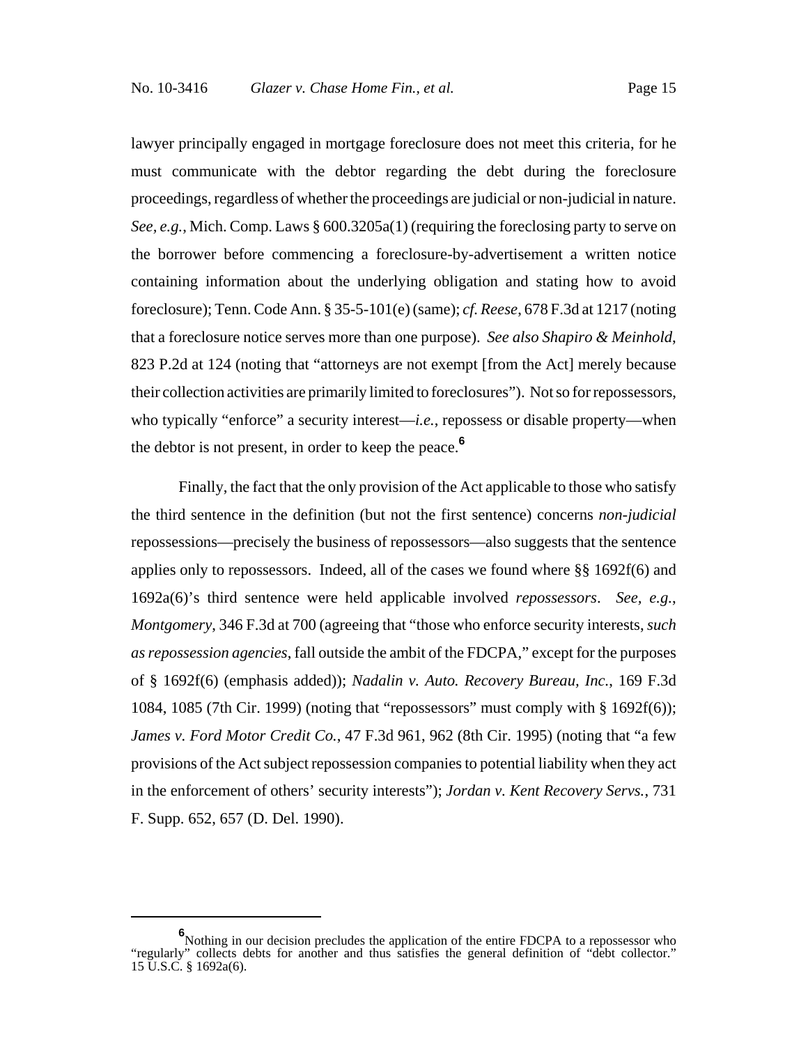lawyer principally engaged in mortgage foreclosure does not meet this criteria, for he must communicate with the debtor regarding the debt during the foreclosure proceedings, regardless of whether the proceedings are judicial or non-judicial in nature. *See, e.g.*, Mich. Comp. Laws § 600.3205a(1) (requiring the foreclosing party to serve on the borrower before commencing a foreclosure-by-advertisement a written notice containing information about the underlying obligation and stating how to avoid foreclosure); Tenn. Code Ann. § 35-5-101(e) (same); *cf. Reese*, 678 F.3d at 1217 (noting that a foreclosure notice serves more than one purpose). *See also Shapiro & Meinhold*, 823 P.2d at 124 (noting that "attorneys are not exempt [from the Act] merely because their collection activities are primarily limited to foreclosures"). Not so for repossessors, who typically "enforce" a security interest—*i.e.*, repossess or disable property—when the debtor is not present, in order to keep the peace.[6]

Finally, the fact that the only provision of the Act applicable to those who satisfy the third sentence in the definition (but not the first sentence) concerns *non-judicial* repossessions—precisely the business of repossessors—also suggests that the sentence applies only to repossessors. Indeed, all of the cases we found where §§ 1692f(6) and 1692a(6)'s third sentence were held applicable involved *repossessors*. *See, e.g.*, *Montgomery*, 346 F.3d at 700 (agreeing that "those who enforce security interests, *such as repossession agencies*, fall outside the ambit of the FDCPA," except for the purposes of § 1692f(6) (emphasis added)); *Nadalin v. Auto. Recovery Bureau, Inc.*, 169 F.3d 1084, 1085 (7th Cir. 1999) (noting that "repossessors" must comply with § 1692f(6)); *James v. Ford Motor Credit Co.*, 47 F.3d 961, 962 (8th Cir. 1995) (noting that "a few provisions of the Act subject repossession companies to potential liability when they act in the enforcement of others' security interests"); *Jordan v. Kent Recovery Servs.*, 731 F. Supp. 652, 657 (D. Del. 1990).

---

[6] Nothing in our decision precludes the application of the entire FDCPA to a repossessor who "regularly" collects debts for another and thus satisfies the general definition of "debt collector." 15 U.S.C. § 1692a(6).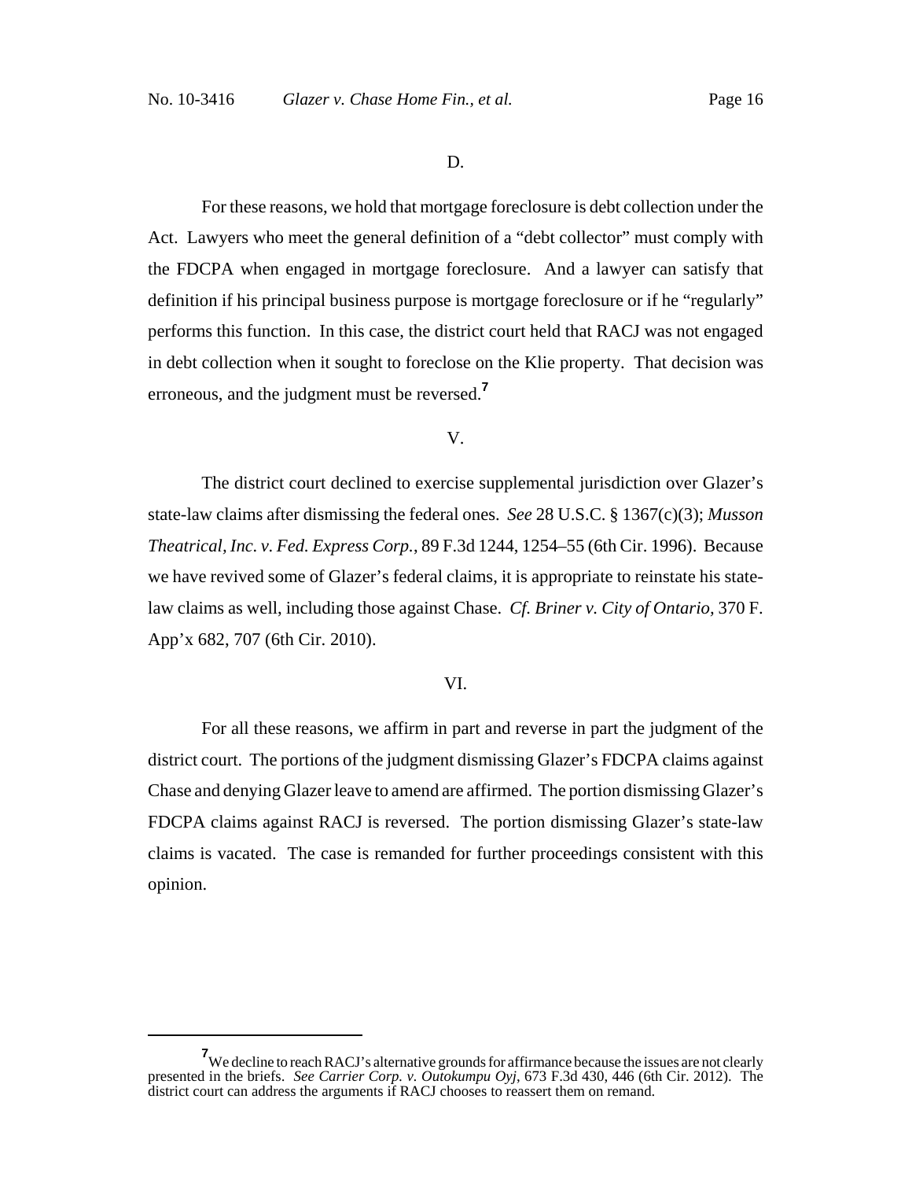D.

For these reasons, we hold that mortgage foreclosure is debt collection under the Act. Lawyers who meet the general definition of a "debt collector" must comply with the FDCPA when engaged in mortgage foreclosure. And a lawyer can satisfy that definition if his principal business purpose is mortgage foreclosure or if he "regularly" performs this function. In this case, the district court held that RACJ was not engaged in debt collection when it sought to foreclose on the Klie property. That decision was erroneous, and the judgment must be reversed.[7]

V.

The district court declined to exercise supplemental jurisdiction over Glazer's state-law claims after dismissing the federal ones. *See* 28 U.S.C. § 1367(c)(3); *Musson Theatrical, Inc. v. Fed. Express Corp.*, 89 F.3d 1244, 1254–55 (6th Cir. 1996). Because we have revived some of Glazer's federal claims, it is appropriate to reinstate his state-law claims as well, including those against Chase. *Cf. Briner v. City of Ontario*, 370 F. App'x 682, 707 (6th Cir. 2010).

VI.

For all these reasons, we affirm in part and reverse in part the judgment of the district court. The portions of the judgment dismissing Glazer's FDCPA claims against Chase and denying Glazer leave to amend are affirmed. The portion dismissing Glazer's FDCPA claims against RACJ is reversed. The portion dismissing Glazer's state-law claims is vacated. The case is remanded for further proceedings consistent with this opinion.

---

[7] We decline to reach RACJ's alternative grounds for affirmance because the issues are not clearly presented in the briefs. *See Carrier Corp. v. Outokumpu Oyj*, 673 F.3d 430, 446 (6th Cir. 2012). The district court can address the arguments if RACJ chooses to reassert them on remand.